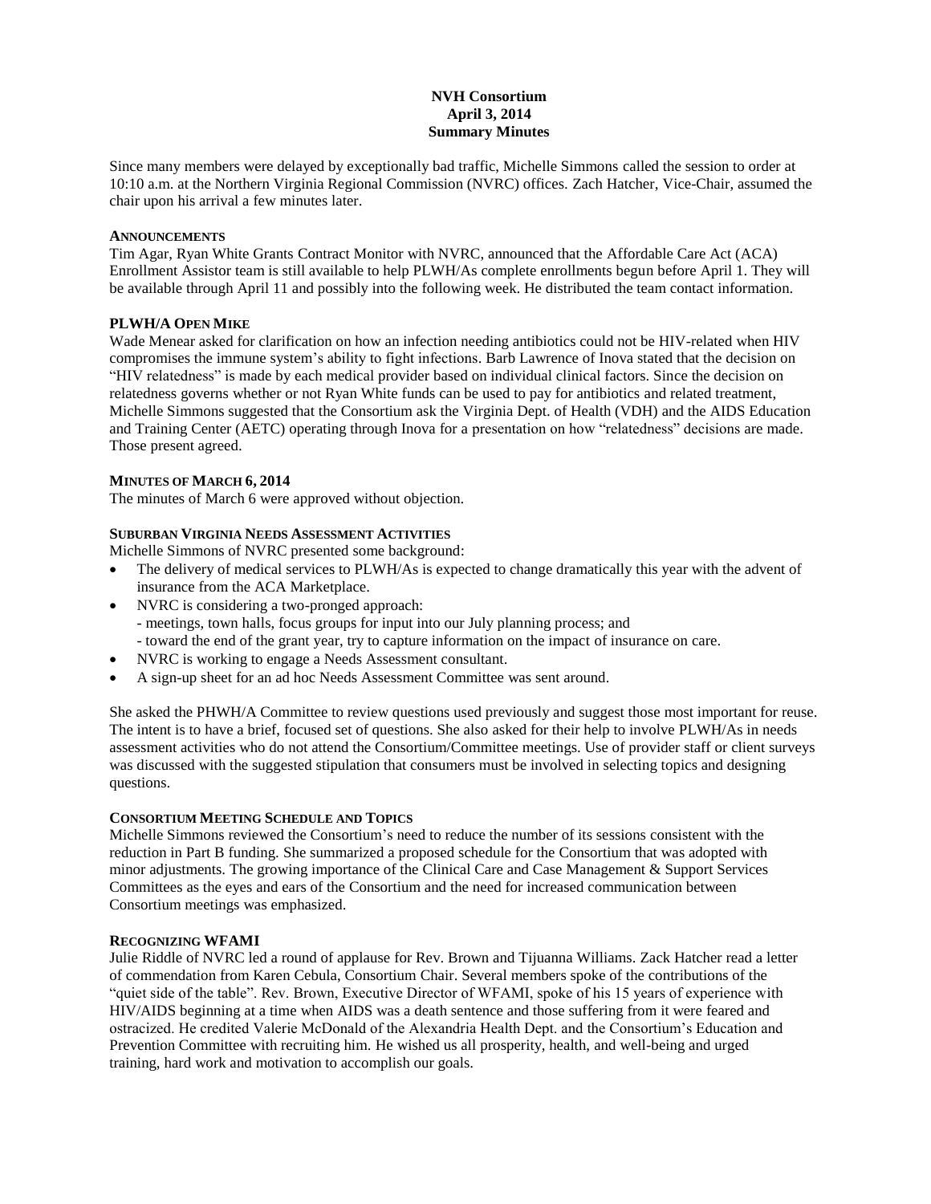# NVH Consortium
## April 3, 2014
## Summary Minutes

Since many members were delayed by exceptionally bad traffic, Michelle Simmons called the session to order at 10:10 a.m. at the Northern Virginia Regional Commission (NVRC) offices. Zach Hatcher, Vice-Chair, assumed the chair upon his arrival a few minutes later.

### ANNOUNCEMENTS

Tim Agar, Ryan White Grants Contract Monitor with NVRC, announced that the Affordable Care Act (ACA) Enrollment Assistor team is still available to help PLWH/As complete enrollments begun before April 1. They will be available through April 11 and possibly into the following week. He distributed the team contact information.

### PLWH/A OPEN MIKE

Wade Menear asked for clarification on how an infection needing antibiotics could not be HIV-related when HIV compromises the immune system's ability to fight infections. Barb Lawrence of Inova stated that the decision on "HIV relatedness" is made by each medical provider based on individual clinical factors. Since the decision on relatedness governs whether or not Ryan White funds can be used to pay for antibiotics and related treatment, Michelle Simmons suggested that the Consortium ask the Virginia Dept. of Health (VDH) and the AIDS Education and Training Center (AETC) operating through Inova for a presentation on how "relatedness" decisions are made. Those present agreed.

### MINUTES OF MARCH 6, 2014

The minutes of March 6 were approved without objection.

### SUBURBAN VIRGINIA NEEDS ASSESSMENT ACTIVITIES

Michelle Simmons of NVRC presented some background:

- The delivery of medical services to PLWH/As is expected to change dramatically this year with the advent of insurance from the ACA Marketplace.
- NVRC is considering a two-pronged approach:
  - meetings, town halls, focus groups for input into our July planning process; and
  - toward the end of the grant year, try to capture information on the impact of insurance on care.
- NVRC is working to engage a Needs Assessment consultant.
- A sign-up sheet for an ad hoc Needs Assessment Committee was sent around.

She asked the PHWH/A Committee to review questions used previously and suggest those most important for reuse. The intent is to have a brief, focused set of questions. She also asked for their help to involve PLWH/As in needs assessment activities who do not attend the Consortium/Committee meetings. Use of provider staff or client surveys was discussed with the suggested stipulation that consumers must be involved in selecting topics and designing questions.

### CONSORTIUM MEETING SCHEDULE AND TOPICS

Michelle Simmons reviewed the Consortium's need to reduce the number of its sessions consistent with the reduction in Part B funding. She summarized a proposed schedule for the Consortium that was adopted with minor adjustments. The growing importance of the Clinical Care and Case Management & Support Services Committees as the eyes and ears of the Consortium and the need for increased communication between Consortium meetings was emphasized.

### RECOGNIZING WFAMI

Julie Riddle of NVRC led a round of applause for Rev. Brown and Tijuanna Williams. Zack Hatcher read a letter of commendation from Karen Cebula, Consortium Chair. Several members spoke of the contributions of the "quiet side of the table". Rev. Brown, Executive Director of WFAMI, spoke of his 15 years of experience with HIV/AIDS beginning at a time when AIDS was a death sentence and those suffering from it were feared and ostracized. He credited Valerie McDonald of the Alexandria Health Dept. and the Consortium's Education and Prevention Committee with recruiting him. He wished us all prosperity, health, and well-being and urged training, hard work and motivation to accomplish our goals.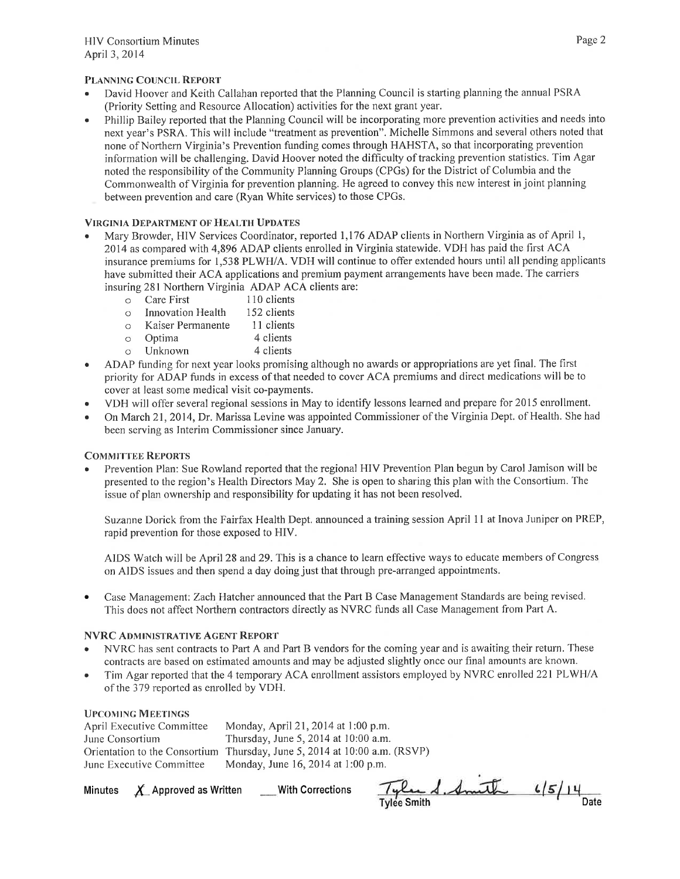## Planning Council Report

- David Hoover and Keith Callahan reported that the Planning Council is starting planning the annual PSRA (Priority Setting and Resource Allocation) activities for the next grant year.
- Phillip Bailey reported that the Planning Council will be incorporating more prevention activities and needs into next year's PSRA. This will include "treatment as prevention". Michelle Simmons and several others noted that none of Northern Virginia's Prevention funding comes through HAHSTA, so that incorporating prevention information will be challenging. David Hoover noted the difficulty of tracking prevention statistics. Tim Agar noted the responsibility of the Community Planning Groups (CPGs) for the District of Columbia and the Commonwealth of Virginia for prevention planning. He agreed to convey this new interest in joint planning between prevention and care (Ryan White services) to those CPGs.

## Virginia Department of Health Updates

- Mary Browder, HIV Services Coordinator, reported 1,176 ADAP clients in Northern Virginia as of April 1, 2014 as compared with 4,896 ADAP clients enrolled in Virginia statewide. VDH has paid the first ACA insurance premiums for 1,538 PLWH/A. VDH will continue to offer extended hours until all pending applicants have submitted their ACA applications and premium payment arrangements have been made. The carriers insuring 281 Northern Virginia ADAP ACA clients are:
  - Care First 110 clients
  - Innovation Health 152 clients
  - Kaiser Permanente 11 clients
  - Optima 4 clients
  - Unknown 4 clients
- ADAP funding for next year looks promising although no awards or appropriations are yet final. The first priority for ADAP funds in excess of that needed to cover ACA premiums and direct medications will be to cover at least some medical visit co-payments.
- VDH will offer several regional sessions in May to identify lessons learned and prepare for 2015 enrollment.
- On March 21, 2014, Dr. Marissa Levine was appointed Commissioner of the Virginia Dept. of Health. She had been serving as Interim Commissioner since January.

## Committee Reports

- Prevention Plan: Sue Rowland reported that the regional HIV Prevention Plan begun by Carol Jamison will be presented to the region's Health Directors May 2. She is open to sharing this plan with the Consortium. The issue of plan ownership and responsibility for updating it has not been resolved.

  Suzanne Dorick from the Fairfax Health Dept. announced a training session April 11 at Inova Juniper on PREP, rapid prevention for those exposed to HIV.

  AIDS Watch will be April 28 and 29. This is a chance to learn effective ways to educate members of Congress on AIDS issues and then spend a day doing just that through pre-arranged appointments.

- Case Management: Zach Hatcher announced that the Part B Case Management Standards are being revised. This does not affect Northern contractors directly as NVRC funds all Case Management from Part A.

## NVRC Administrative Agent Report

- NVRC has sent contracts to Part A and Part B vendors for the coming year and is awaiting their return. These contracts are based on estimated amounts and may be adjusted slightly once our final amounts are known.
- Tim Agar reported that the 4 temporary ACA enrollment assistors employed by NVRC enrolled 221 PLWH/A of the 379 reported as enrolled by VDH.

## Upcoming Meetings

| | |
|---|---|
| April Executive Committee | Monday, April 21, 2014 at 1:00 p.m. |
| June Consortium | Thursday, June 5, 2014 at 10:00 a.m. |
| Orientation to the Consortium | Thursday, June 5, 2014 at 10:00 a.m. (RSVP) |
| June Executive Committee | Monday, June 16, 2014 at 1:00 p.m. |

**Minutes** X **Approved as Written** ___ **With Corrections**

Tylee S. Smith 6/5/14

**Tylee Smith** **Date**